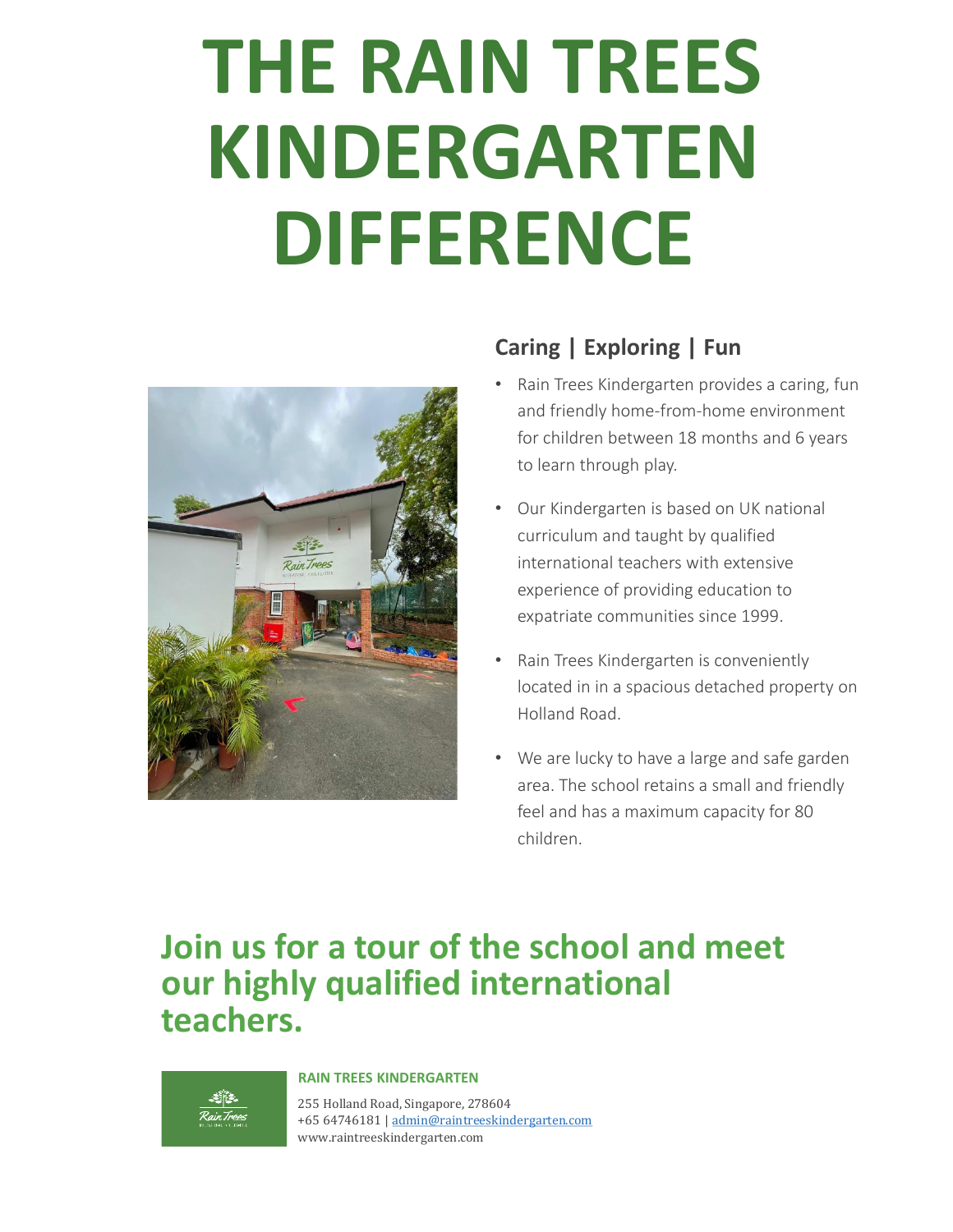# THE RAIN TREES KINDERGARTEN DIFFERENCE

## Caring | Exploring | Fun

- Rain Trees Kindergarten provides a caring, fun and friendly home-from-home environment for children between 18 months and 6 years to learn through play.
- Our Kindergarten is based on UK national curriculum and taught by qualified international teachers with extensive experience of providing education to expatriate communities since 1999.
- Rain Trees Kindergarten is conveniently located in in a spacious detached property on Holland Road.
- We are lucky to have a large and safe garden area. The school retains a small and friendly feel and has a maximum capacity for 80 children.

## Join us for a tour of the school and meet our highly qualified international teachers.

**RAIN TREES KINDERGARTEN**

255 Holland Road, Singapore, 278604
+65 64746181 | admin@raintreeskindergarten.com
www.raintreeskindergarten.com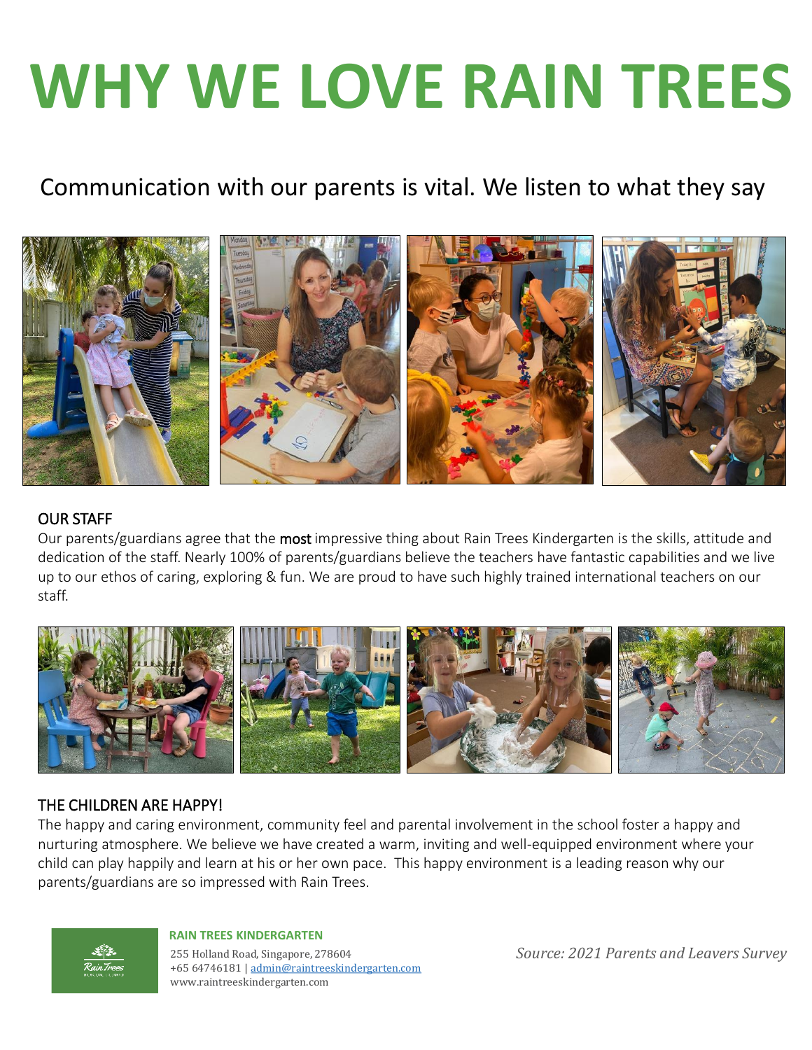# WHY WE LOVE RAIN TREES

Communication with our parents is vital. We listen to what they say

## OUR STAFF

Our parents/guardians agree that the **most** impressive thing about Rain Trees Kindergarten is the skills, attitude and dedication of the staff. Nearly 100% of parents/guardians believe the teachers have fantastic capabilities and we live up to our ethos of caring, exploring & fun. We are proud to have such highly trained international teachers on our staff.

## THE CHILDREN ARE HAPPY!

The happy and caring environment, community feel and parental involvement in the school foster a happy and nurturing atmosphere. We believe we have created a warm, inviting and well-equipped environment where your child can play happily and learn at his or her own pace. This happy environment is a leading reason why our parents/guardians are so impressed with Rain Trees.

**RAIN TREES KINDERGARTEN**
255 Holland Road, Singapore, 278604
+65 64746181 | admin@raintreeskindergarten.com
www.raintreeskindergarten.com

*Source: 2021 Parents and Leavers Survey*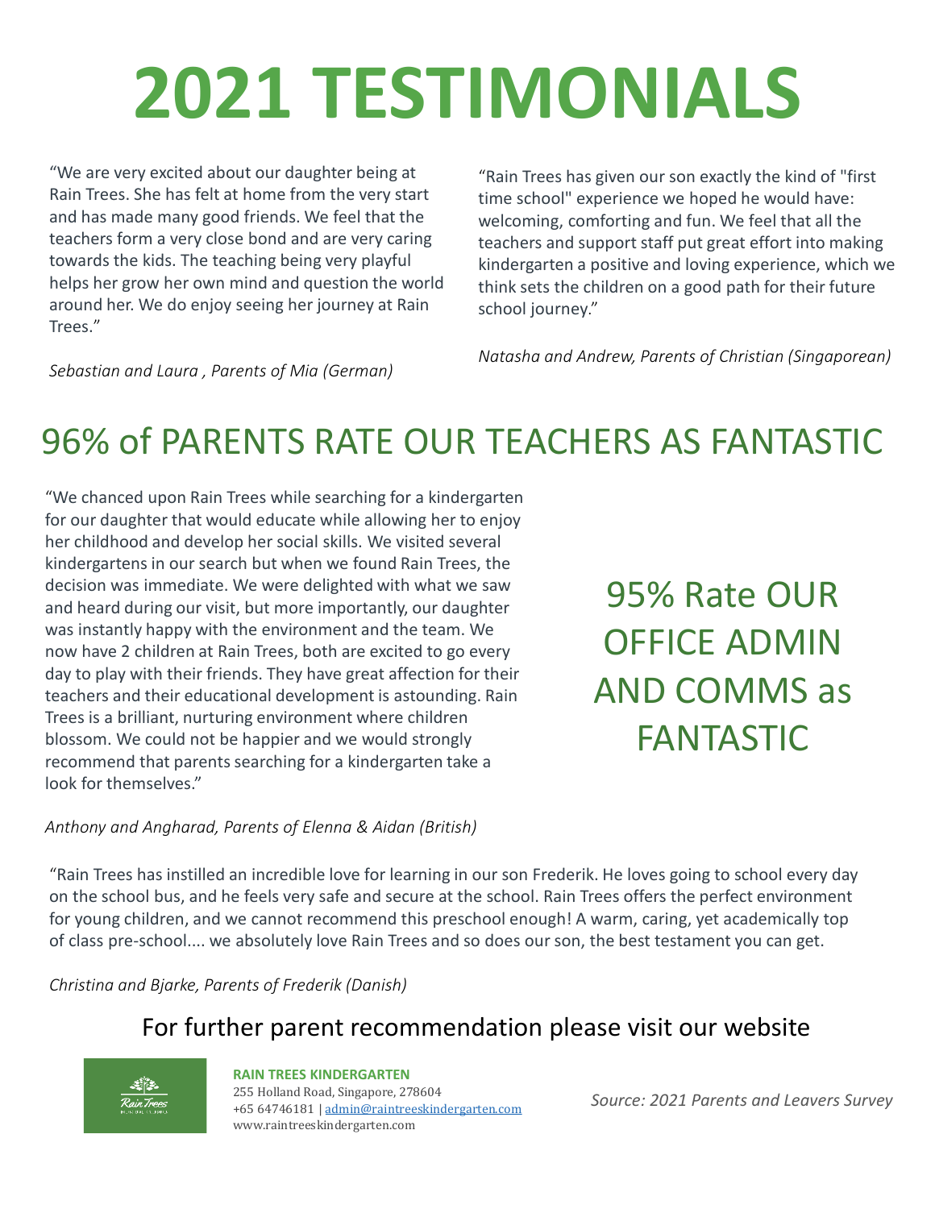# 2021 TESTIMONIALS

"We are very excited about our daughter being at Rain Trees. She has felt at home from the very start and has made many good friends. We feel that the teachers form a very close bond and are very caring towards the kids. The teaching being very playful helps her grow her own mind and question the world around her. We do enjoy seeing her journey at Rain Trees."

*Sebastian and Laura , Parents of Mia (German)*

"Rain Trees has given our son exactly the kind of "first time school" experience we hoped he would have: welcoming, comforting and fun. We feel that all the teachers and support staff put great effort into making kindergarten a positive and loving experience, which we think sets the children on a good path for their future school journey."

*Natasha and Andrew, Parents of Christian (Singaporean)*

## 96% of PARENTS RATE OUR TEACHERS AS FANTASTIC

"We chanced upon Rain Trees while searching for a kindergarten for our daughter that would educate while allowing her to enjoy her childhood and develop her social skills. We visited several kindergartens in our search but when we found Rain Trees, the decision was immediate. We were delighted with what we saw and heard during our visit, but more importantly, our daughter was instantly happy with the environment and the team. We now have 2 children at Rain Trees, both are excited to go every day to play with their friends. They have great affection for their teachers and their educational development is astounding. Rain Trees is a brilliant, nurturing environment where children blossom. We could not be happier and we would strongly recommend that parents searching for a kindergarten take a look for themselves."

*Anthony and Angharad, Parents of Elenna & Aidan (British)*

## 95% Rate OUR OFFICE ADMIN AND COMMS as FANTASTIC

"Rain Trees has instilled an incredible love for learning in our son Frederik. He loves going to school every day on the school bus, and he feels very safe and secure at the school. Rain Trees offers the perfect environment for young children, and we cannot recommend this preschool enough! A warm, caring, yet academically top of class pre-school.... we absolutely love Rain Trees and so does our son, the best testament you can get.

*Christina and Bjarke, Parents of Frederik (Danish)*

## For further parent recommendation please visit our website

**RAIN TREES KINDERGARTEN**
255 Holland Road, Singapore, 278604
+65 64746181 | admin@raintreeskindergarten.com
www.raintreeskindergarten.com

*Source: 2021 Parents and Leavers Survey*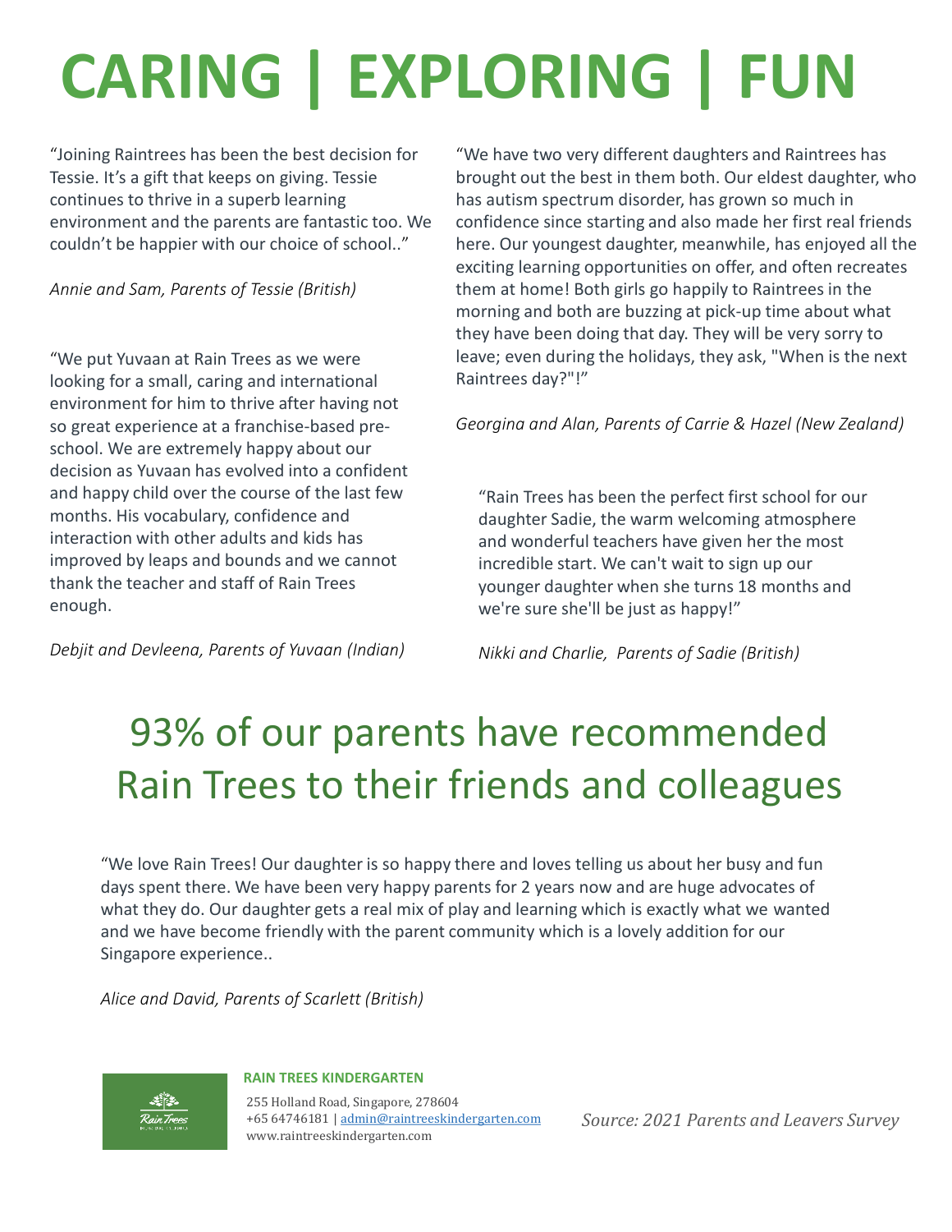# CARING | EXPLORING | FUN

"Joining Raintrees has been the best decision for Tessie. It's a gift that keeps on giving. Tessie continues to thrive in a superb learning environment and the parents are fantastic too. We couldn't be happier with our choice of school.."

*Annie and Sam, Parents of Tessie (British)*

"We put Yuvaan at Rain Trees as we were looking for a small, caring and international environment for him to thrive after having not so great experience at a franchise-based pre-school. We are extremely happy about our decision as Yuvaan has evolved into a confident and happy child over the course of the last few months. His vocabulary, confidence and interaction with other adults and kids has improved by leaps and bounds and we cannot thank the teacher and staff of Rain Trees enough.

*Debjit and Devleena, Parents of Yuvaan (Indian)*

"We have two very different daughters and Raintrees has brought out the best in them both. Our eldest daughter, who has autism spectrum disorder, has grown so much in confidence since starting and also made her first real friends here. Our youngest daughter, meanwhile, has enjoyed all the exciting learning opportunities on offer, and often recreates them at home! Both girls go happily to Raintrees in the morning and both are buzzing at pick-up time about what they have been doing that day. They will be very sorry to leave; even during the holidays, they ask, "When is the next Raintrees day?"!"

*Georgina and Alan, Parents of Carrie & Hazel (New Zealand)*

"Rain Trees has been the perfect first school for our daughter Sadie, the warm welcoming atmosphere and wonderful teachers have given her the most incredible start. We can't wait to sign up our younger daughter when she turns 18 months and we're sure she'll be just as happy!"

*Nikki and Charlie, Parents of Sadie (British)*

## 93% of our parents have recommended Rain Trees to their friends and colleagues

"We love Rain Trees! Our daughter is so happy there and loves telling us about her busy and fun days spent there. We have been very happy parents for 2 years now and are huge advocates of what they do. Our daughter gets a real mix of play and learning which is exactly what we wanted and we have become friendly with the parent community which is a lovely addition for our Singapore experience..

*Alice and David, Parents of Scarlett (British)*

**RAIN TREES KINDERGARTEN**

255 Holland Road, Singapore, 278604
+65 64746181 | admin@raintreeskindergarten.com
www.raintreeskindergarten.com

*Source: 2021 Parents and Leavers Survey*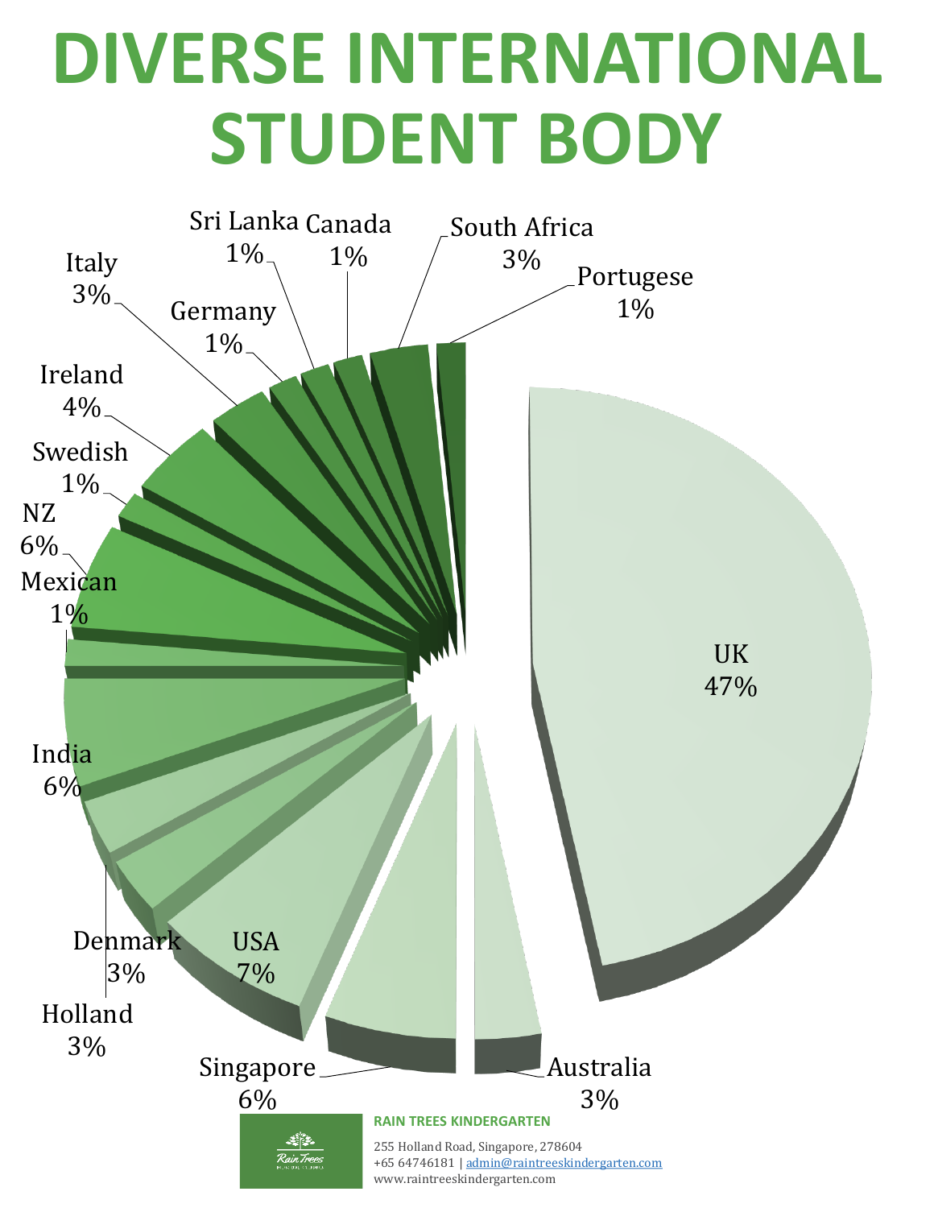# DIVERSE INTERNATIONAL STUDENT BODY

Sri Lanka 1%
Canada 1%
South Africa 3%
Portugese 1%
Italy 3%
Germany 1%
Ireland 4%
Swedish 1%
NZ 6%
Mexican 1%
India 6%
Denmark 3%
Holland 3%
USA 7%
Singapore 6%
Australia 3%
UK 47%

**RAIN TREES KINDERGARTEN**

255 Holland Road, Singapore, 278604
+65 64746181 | admin@raintreeskindergarten.com
www.raintreeskindergarten.com